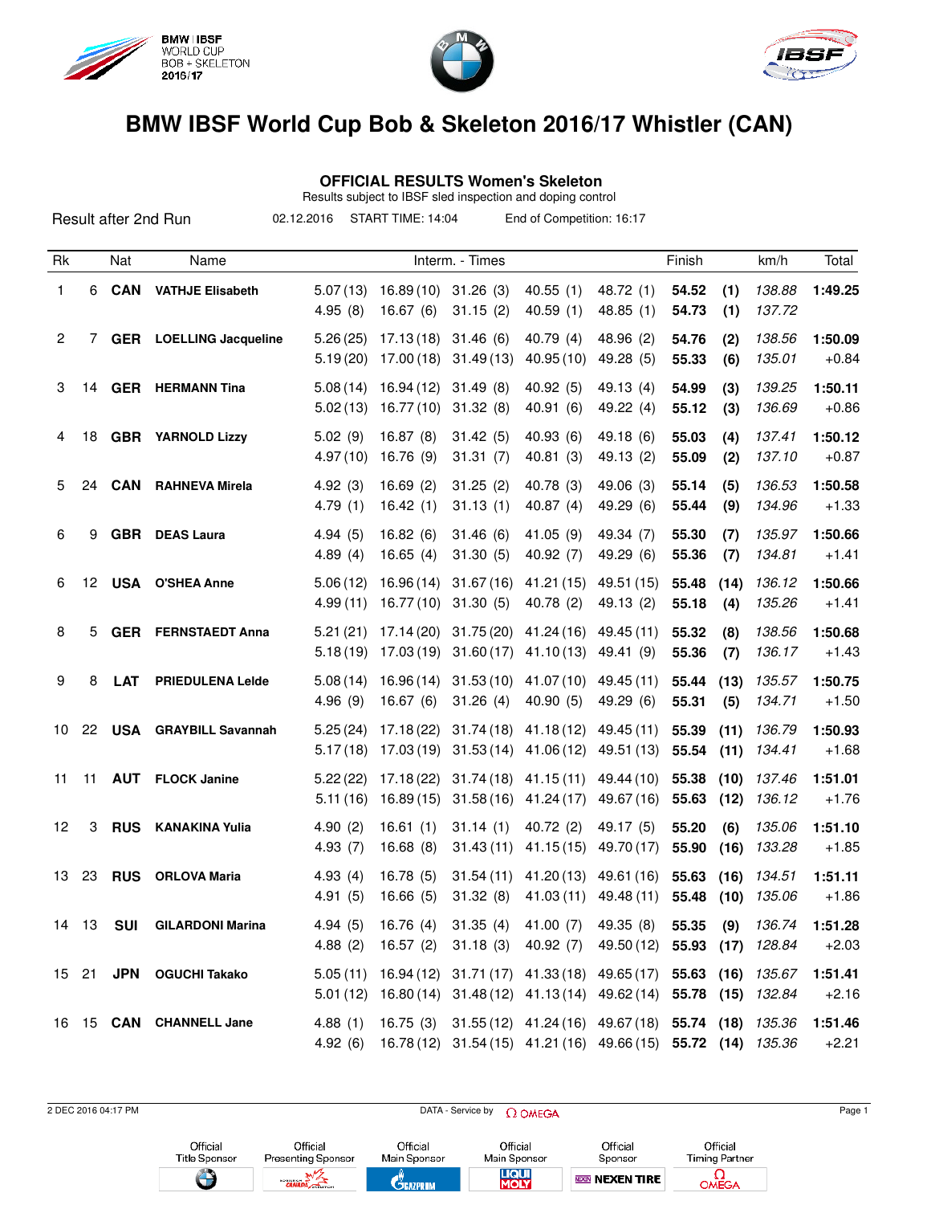# BMW IBSF World Cup Bob & Skeleton 2016/17 Whistler (CAN)

## OFFICIAL RESULTS Women's Skeleton

Results subject to IBSF sled inspection and doping control

Result after 2nd Run | 02.12.2016 | START TIME: 14:04 | End of Competition: 16:17

| Rk | | Nat | Name | Interm. - Times | | | | | Finish | | km/h | Total |
|---|---|---|---|---|---|---|---|---|---|---|---|---|
| 1 | 6 | **CAN** | **VATHJE Elisabeth** | 5.07 (13) | 16.89 (10) | 31.26 (3) | 40.55 (1) | 48.72 (1) | **54.52** | **(1)** | *138.88* | **1:49.25** |
| | | | | 4.95 (8) | 16.67 (6) | 31.15 (2) | 40.59 (1) | 48.85 (1) | **54.73** | **(1)** | *137.72* | |
| 2 | 7 | **GER** | **LOELLING Jacqueline** | 5.26 (25) | 17.13 (18) | 31.46 (6) | 40.79 (4) | 48.96 (2) | **54.76** | **(2)** | *138.56* | **1:50.09** |
| | | | | 5.19 (20) | 17.00 (18) | 31.49 (13) | 40.95 (10) | 49.28 (5) | **55.33** | **(6)** | *135.01* | +0.84 |
| 3 | 14 | **GER** | **HERMANN Tina** | 5.08 (14) | 16.94 (12) | 31.49 (8) | 40.92 (5) | 49.13 (4) | **54.99** | **(3)** | *139.25* | **1:50.11** |
| | | | | 5.02 (13) | 16.77 (10) | 31.32 (8) | 40.91 (6) | 49.22 (4) | **55.12** | **(3)** | *136.69* | +0.86 |
| 4 | 18 | **GBR** | **YARNOLD Lizzy** | 5.02 (9) | 16.87 (8) | 31.42 (5) | 40.93 (6) | 49.18 (6) | **55.03** | **(4)** | *137.41* | **1:50.12** |
| | | | | 4.97 (10) | 16.76 (9) | 31.31 (7) | 40.81 (3) | 49.13 (2) | **55.09** | **(2)** | *137.10* | +0.87 |
| 5 | 24 | **CAN** | **RAHNEVA Mirela** | 4.92 (3) | 16.69 (2) | 31.25 (2) | 40.78 (3) | 49.06 (3) | **55.14** | **(5)** | *136.53* | **1:50.58** |
| | | | | 4.79 (1) | 16.42 (1) | 31.13 (1) | 40.87 (4) | 49.29 (6) | **55.44** | **(9)** | *134.96* | +1.33 |
| 6 | 9 | **GBR** | **DEAS Laura** | 4.94 (5) | 16.82 (6) | 31.46 (6) | 41.05 (9) | 49.34 (7) | **55.30** | **(7)** | *135.97* | **1:50.66** |
| | | | | 4.89 (4) | 16.65 (4) | 31.30 (5) | 40.92 (7) | 49.29 (6) | **55.36** | **(7)** | *134.81* | +1.41 |
| 6 | 12 | **USA** | **O'SHEA Anne** | 5.06 (12) | 16.96 (14) | 31.67 (16) | 41.21 (15) | 49.51 (15) | **55.48** | **(14)** | *136.12* | **1:50.66** |
| | | | | 4.99 (11) | 16.77 (10) | 31.30 (5) | 40.78 (2) | 49.13 (2) | **55.18** | **(4)** | *135.26* | +1.41 |
| 8 | 5 | **GER** | **FERNSTAEDT Anna** | 5.21 (21) | 17.14 (20) | 31.75 (20) | 41.24 (16) | 49.45 (11) | **55.32** | **(8)** | *138.56* | **1:50.68** |
| | | | | 5.18 (19) | 17.03 (19) | 31.60 (17) | 41.10 (13) | 49.41 (9) | **55.36** | **(7)** | *136.17* | +1.43 |
| 9 | 8 | **LAT** | **PRIEDULENA Lelde** | 5.08 (14) | 16.96 (14) | 31.53 (10) | 41.07 (10) | 49.45 (11) | **55.44** | **(13)** | *135.57* | **1:50.75** |
| | | | | 4.96 (9) | 16.67 (6) | 31.26 (4) | 40.90 (5) | 49.29 (6) | **55.31** | **(5)** | *134.71* | +1.50 |
| 10 | 22 | **USA** | **GRAYBILL Savannah** | 5.25 (24) | 17.18 (22) | 31.74 (18) | 41.18 (12) | 49.45 (11) | **55.39** | **(11)** | *136.79* | **1:50.93** |
| | | | | 5.17 (18) | 17.03 (19) | 31.53 (14) | 41.06 (12) | 49.51 (13) | **55.54** | **(11)** | *134.41* | +1.68 |
| 11 | 11 | **AUT** | **FLOCK Janine** | 5.22 (22) | 17.18 (22) | 31.74 (18) | 41.15 (11) | 49.44 (10) | **55.38** | **(10)** | *137.46* | **1:51.01** |
| | | | | 5.11 (16) | 16.89 (15) | 31.58 (16) | 41.24 (17) | 49.67 (16) | **55.63** | **(12)** | *136.12* | +1.76 |
| 12 | 3 | **RUS** | **KANAKINA Yulia** | 4.90 (2) | 16.61 (1) | 31.14 (1) | 40.72 (2) | 49.17 (5) | **55.20** | **(6)** | *135.06* | **1:51.10** |
| | | | | 4.93 (7) | 16.68 (8) | 31.43 (11) | 41.15 (15) | 49.70 (17) | **55.90** | **(16)** | *133.28* | +1.85 |
| 13 | 23 | **RUS** | **ORLOVA Maria** | 4.93 (4) | 16.78 (5) | 31.54 (11) | 41.20 (13) | 49.61 (16) | **55.63** | **(16)** | *134.51* | **1:51.11** |
| | | | | 4.91 (5) | 16.66 (5) | 31.32 (8) | 41.03 (11) | 49.48 (11) | **55.48** | **(10)** | *135.06* | +1.86 |
| 14 | 13 | **SUI** | **GILARDONI Marina** | 4.94 (5) | 16.76 (4) | 31.35 (4) | 41.00 (7) | 49.35 (8) | **55.35** | **(9)** | *136.74* | **1:51.28** |
| | | | | 4.88 (2) | 16.57 (2) | 31.18 (3) | 40.92 (7) | 49.50 (12) | **55.93** | **(17)** | *128.84* | +2.03 |
| 15 | 21 | **JPN** | **OGUCHI Takako** | 5.05 (11) | 16.94 (12) | 31.71 (17) | 41.33 (18) | 49.65 (17) | **55.63** | **(16)** | *135.67* | **1:51.41** |
| | | | | 5.01 (12) | 16.80 (14) | 31.48 (12) | 41.13 (14) | 49.62 (14) | **55.78** | **(15)** | *132.84* | +2.16 |
| 16 | 15 | **CAN** | **CHANNELL Jane** | 4.88 (1) | 16.75 (3) | 31.55 (12) | 41.24 (16) | 49.67 (18) | **55.74** | **(18)** | *135.36* | **1:51.46** |
| | | | | 4.92 (6) | 16.78 (12) | 31.54 (15) | 41.21 (16) | 49.66 (15) | **55.72** | **(14)** | *135.36* | +2.21 |

2 DEC 2016 04:17 PM | DATA - Service by OMEGA

Official Title Sponsor | Official Presenting Sponsor | Official Main Sponsor | Official Main Sponsor | Official Sponsor | Official Timing Partner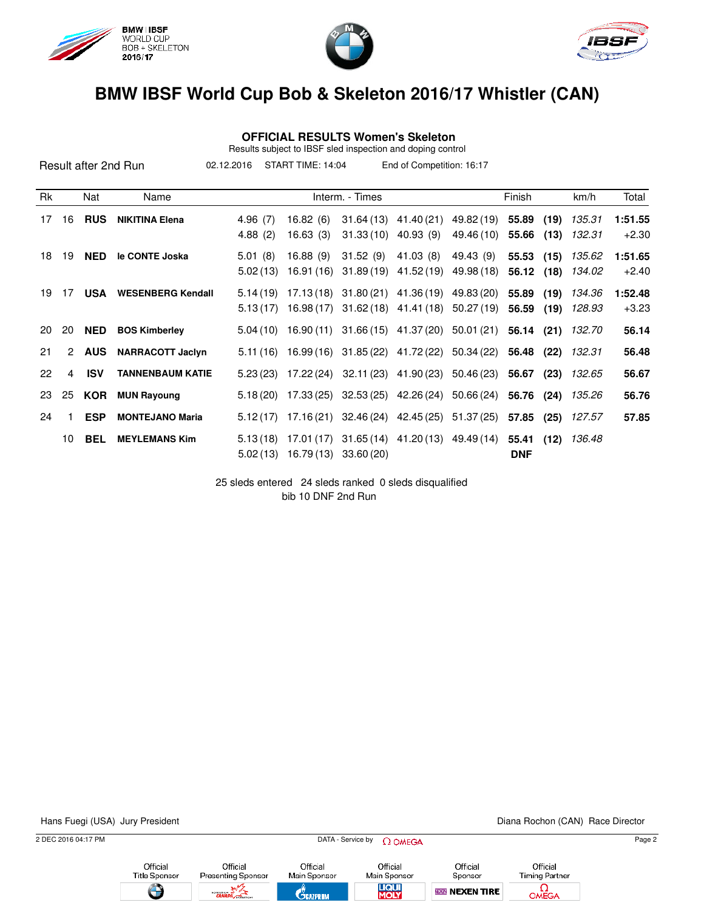# BMW IBSF World Cup Bob & Skeleton 2016/17 Whistler (CAN)

## OFFICIAL RESULTS Women's Skeleton

Results subject to IBSF sled inspection and doping control

Result after 2nd Run | 02.12.2016 | START TIME: 14:04 | End of Competition: 16:17

| Rk | | Nat | Name | Interm. - Times | | | | | Finish | | km/h | Total |
|---|---|---|---|---|---|---|---|---|---|---|---|---|
| 17 | 16 | **RUS** | **NIKITINA Elena** | 4.96 (7) | 16.82 (6) | 31.64 (13) | 41.40 (21) | 49.82 (19) | **55.89** | **(19)** | *135.31* | **1:51.55** |
| | | | | 4.88 (2) | 16.63 (3) | 31.33 (10) | 40.93 (9) | 49.46 (10) | **55.66** | **(13)** | *132.31* | +2.30 |
| 18 | 19 | **NED** | **le CONTE Joska** | 5.01 (8) | 16.88 (9) | 31.52 (9) | 41.03 (8) | 49.43 (9) | **55.53** | **(15)** | *135.62* | **1:51.65** |
| | | | | 5.02 (13) | 16.91 (16) | 31.89 (19) | 41.52 (19) | 49.98 (18) | **56.12** | **(18)** | *134.02* | +2.40 |
| 19 | 17 | **USA** | **WESENBERG Kendall** | 5.14 (19) | 17.13 (18) | 31.80 (21) | 41.36 (19) | 49.83 (20) | **55.89** | **(19)** | *134.36* | **1:52.48** |
| | | | | 5.13 (17) | 16.98 (17) | 31.62 (18) | 41.41 (18) | 50.27 (19) | **56.59** | **(19)** | *128.93* | +3.23 |
| 20 | 20 | **NED** | **BOS Kimberley** | 5.04 (10) | 16.90 (11) | 31.66 (15) | 41.37 (20) | 50.01 (21) | **56.14** | **(21)** | *132.70* | **56.14** |
| 21 | 2 | **AUS** | **NARRACOTT Jaclyn** | 5.11 (16) | 16.99 (16) | 31.85 (22) | 41.72 (22) | 50.34 (22) | **56.48** | **(22)** | *132.31* | **56.48** |
| 22 | 4 | **ISV** | **TANNENBAUM KATIE** | 5.23 (23) | 17.22 (24) | 32.11 (23) | 41.90 (23) | 50.46 (23) | **56.67** | **(23)** | *132.65* | **56.67** |
| 23 | 25 | **KOR** | **MUN Rayoung** | 5.18 (20) | 17.33 (25) | 32.53 (25) | 42.26 (24) | 50.66 (24) | **56.76** | **(24)** | *135.26* | **56.76** |
| 24 | 1 | **ESP** | **MONTEJANO Maria** | 5.12 (17) | 17.16 (21) | 32.46 (24) | 42.45 (25) | 51.37 (25) | **57.85** | **(25)** | *127.57* | **57.85** |
| | 10 | **BEL** | **MEYLEMANS Kim** | 5.13 (18) | 17.01 (17) | 31.65 (14) | 41.20 (13) | 49.49 (14) | **55.41** | **(12)** | *136.48* | |
| | | | | 5.02 (13) | 16.79 (13) | 33.60 (20) | | | **DNF** | | | |

25 sleds entered 24 sleds ranked 0 sleds disqualified

bib 10 DNF 2nd Run

Hans Fuegi (USA) Jury President

Diana Rochon (CAN) Race Director

2 DEC 2016 04:17 PM

DATA - Service by OMEGA

Official Title Sponsor | Official Presenting Sponsor | Official Main Sponsor | Official Main Sponsor | Official Sponsor | Official Timing Partner